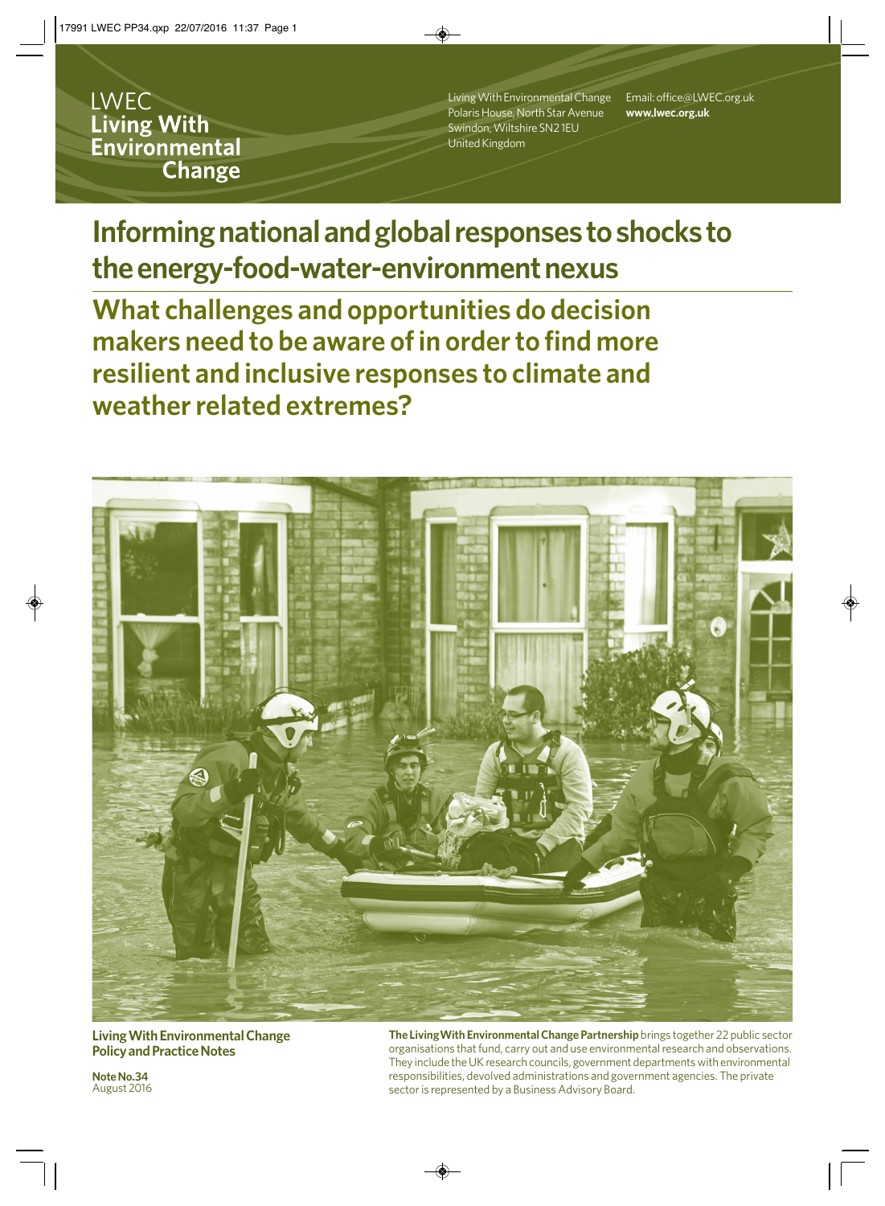LWEC
**Living With Environmental Change**

Living With Environmental Change
Polaris House, North Star Avenue
Swindon, Wiltshire SN2 1EU
United Kingdom

Email: office@LWEC.org.uk
**www.lwec.org.uk**

# Informing national and global responses to shocks to the energy-food-water-environment nexus

## What challenges and opportunities do decision makers need to be aware of in order to find more resilient and inclusive responses to climate and weather related extremes?

**Living With Environmental Change Policy and Practice Notes**

**Note No.34**
August 2016

**The Living With Environmental Change Partnership** brings together 22 public sector organisations that fund, carry out and use environmental research and observations. They include the UK research councils, government departments with environmental responsibilities, devolved administrations and government agencies. The private sector is represented by a Business Advisory Board.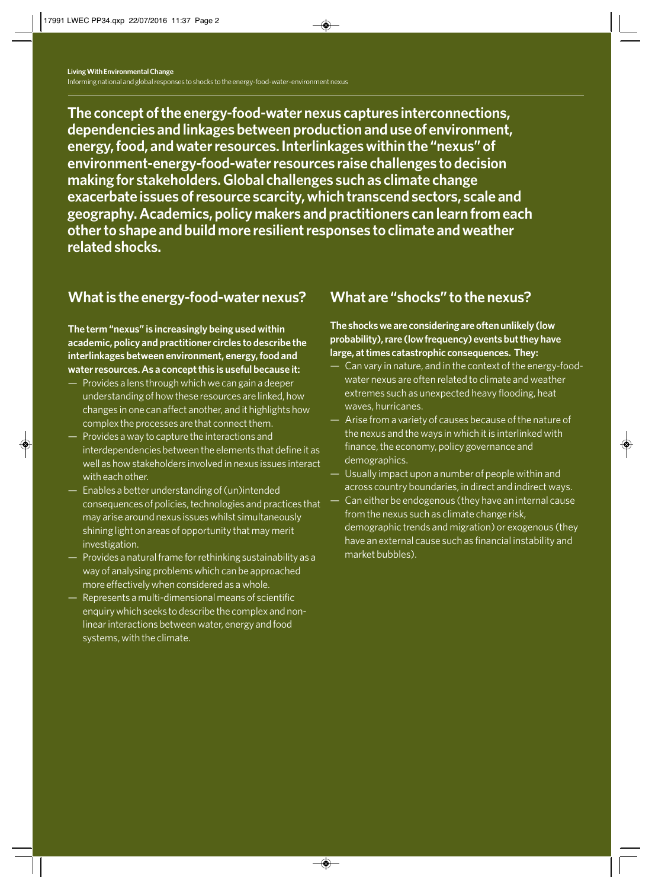**The concept of the energy-food-water nexus captures interconnections, dependencies and linkages between production and use of environment, energy, food, and water resources. Interlinkages within the "nexus" of environment-energy-food-water resources raise challenges to decision making for stakeholders. Global challenges such as climate change exacerbate issues of resource scarcity, which transcend sectors, scale and geography. Academics, policy makers and practitioners can learn from each other to shape and build more resilient responses to climate and weather related shocks.**

## What is the energy-food-water nexus?

**The term "nexus" is increasingly being used within academic, policy and practitioner circles to describe the interlinkages between environment, energy, food and water resources. As a concept this is useful because it:**

- Provides a lens through which we can gain a deeper understanding of how these resources are linked, how changes in one can affect another, and it highlights how complex the processes are that connect them.
- Provides a way to capture the interactions and interdependencies between the elements that define it as well as how stakeholders involved in nexus issues interact with each other.
- Enables a better understanding of (un)intended consequences of policies, technologies and practices that may arise around nexus issues whilst simultaneously shining light on areas of opportunity that may merit investigation.
- Provides a natural frame for rethinking sustainability as a way of analysing problems which can be approached more effectively when considered as a whole.
- Represents a multi-dimensional means of scientific enquiry which seeks to describe the complex and non-linear interactions between water, energy and food systems, with the climate.

## What are "shocks" to the nexus?

**The shocks we are considering are often unlikely (low probability), rare (low frequency) events but they have large, at times catastrophic consequences. They:**

- Can vary in nature, and in the context of the energy-food-water nexus are often related to climate and weather extremes such as unexpected heavy flooding, heat waves, hurricanes.
- Arise from a variety of causes because of the nature of the nexus and the ways in which it is interlinked with finance, the economy, policy governance and demographics.
- Usually impact upon a number of people within and across country boundaries, in direct and indirect ways.
- Can either be endogenous (they have an internal cause from the nexus such as climate change risk, demographic trends and migration) or exogenous (they have an external cause such as financial instability and market bubbles).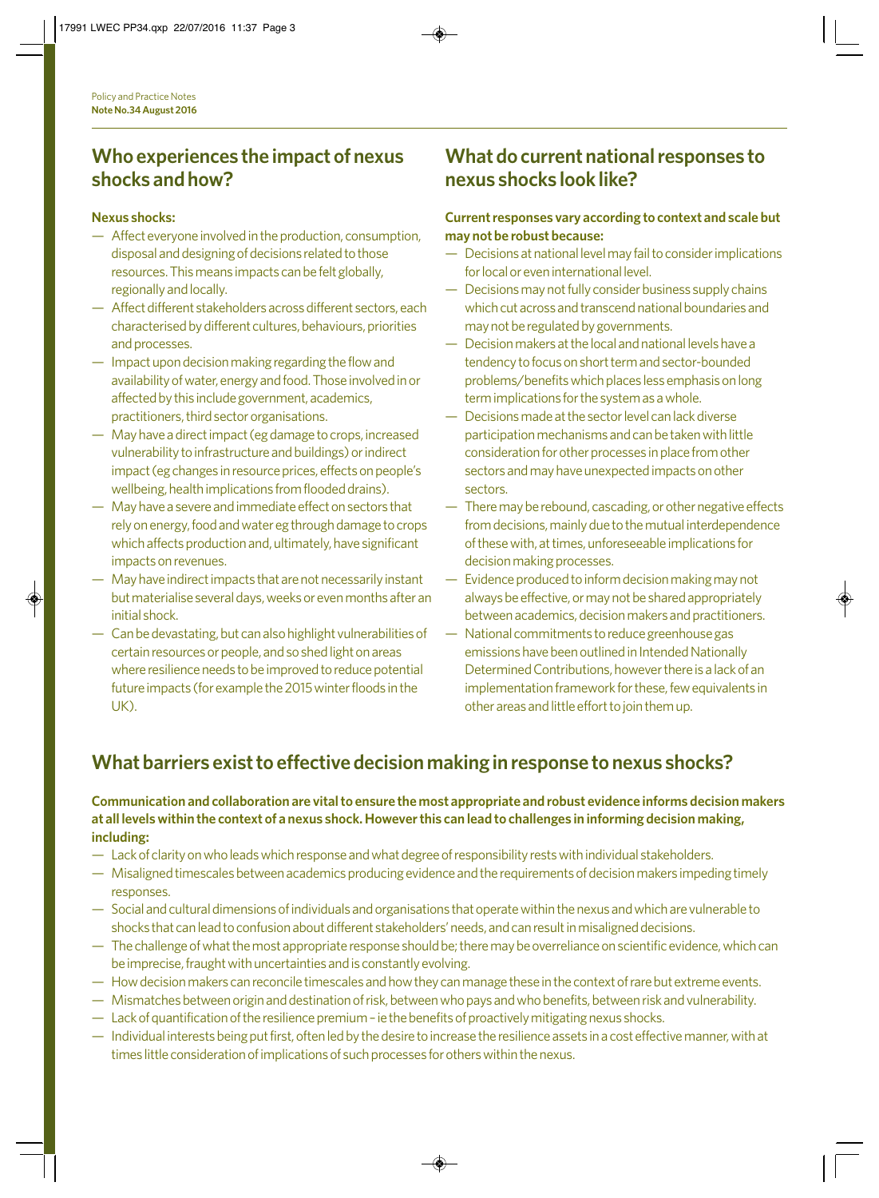## Who experiences the impact of nexus shocks and how?

**Nexus shocks:**

- Affect everyone involved in the production, consumption, disposal and designing of decisions related to those resources. This means impacts can be felt globally, regionally and locally.
- Affect different stakeholders across different sectors, each characterised by different cultures, behaviours, priorities and processes.
- Impact upon decision making regarding the flow and availability of water, energy and food. Those involved in or affected by this include government, academics, practitioners, third sector organisations.
- May have a direct impact (eg damage to crops, increased vulnerability to infrastructure and buildings) or indirect impact (eg changes in resource prices, effects on people's wellbeing, health implications from flooded drains).
- May have a severe and immediate effect on sectors that rely on energy, food and water eg through damage to crops which affects production and, ultimately, have significant impacts on revenues.
- May have indirect impacts that are not necessarily instant but materialise several days, weeks or even months after an initial shock.
- Can be devastating, but can also highlight vulnerabilities of certain resources or people, and so shed light on areas where resilience needs to be improved to reduce potential future impacts (for example the 2015 winter floods in the UK).

## What do current national responses to nexus shocks look like?

**Current responses vary according to context and scale but may not be robust because:**

- Decisions at national level may fail to consider implications for local or even international level.
- Decisions may not fully consider business supply chains which cut across and transcend national boundaries and may not be regulated by governments.
- Decision makers at the local and national levels have a tendency to focus on short term and sector-bounded problems/benefits which places less emphasis on long term implications for the system as a whole.
- Decisions made at the sector level can lack diverse participation mechanisms and can be taken with little consideration for other processes in place from other sectors and may have unexpected impacts on other sectors.
- There may be rebound, cascading, or other negative effects from decisions, mainly due to the mutual interdependence of these with, at times, unforeseeable implications for decision making processes.
- Evidence produced to inform decision making may not always be effective, or may not be shared appropriately between academics, decision makers and practitioners.
- National commitments to reduce greenhouse gas emissions have been outlined in Intended Nationally Determined Contributions, however there is a lack of an implementation framework for these, few equivalents in other areas and little effort to join them up.

## What barriers exist to effective decision making in response to nexus shocks?

**Communication and collaboration are vital to ensure the most appropriate and robust evidence informs decision makers at all levels within the context of a nexus shock. However this can lead to challenges in informing decision making, including:**

- Lack of clarity on who leads which response and what degree of responsibility rests with individual stakeholders.
- Misaligned timescales between academics producing evidence and the requirements of decision makers impeding timely responses.
- Social and cultural dimensions of individuals and organisations that operate within the nexus and which are vulnerable to shocks that can lead to confusion about different stakeholders' needs, and can result in misaligned decisions.
- The challenge of what the most appropriate response should be; there may be overreliance on scientific evidence, which can be imprecise, fraught with uncertainties and is constantly evolving.
- How decision makers can reconcile timescales and how they can manage these in the context of rare but extreme events.
- Mismatches between origin and destination of risk, between who pays and who benefits, between risk and vulnerability.
- Lack of quantification of the resilience premium – ie the benefits of proactively mitigating nexus shocks.
- Individual interests being put first, often led by the desire to increase the resilience assets in a cost effective manner, with at times little consideration of implications of such processes for others within the nexus.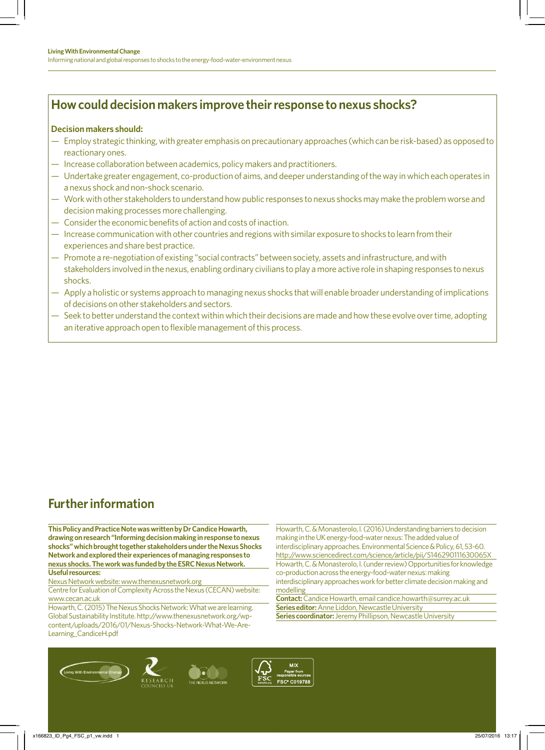## How could decision makers improve their response to nexus shocks?

**Decision makers should:**

- Employ strategic thinking, with greater emphasis on precautionary approaches (which can be risk-based) as opposed to reactionary ones.
- Increase collaboration between academics, policy makers and practitioners.
- Undertake greater engagement, co-production of aims, and deeper understanding of the way in which each operates in a nexus shock and non-shock scenario.
- Work with other stakeholders to understand how public responses to nexus shocks may make the problem worse and decision making processes more challenging.
- Consider the economic benefits of action and costs of inaction.
- Increase communication with other countries and regions with similar exposure to shocks to learn from their experiences and share best practice.
- Promote a re-negotiation of existing "social contracts" between society, assets and infrastructure, and with stakeholders involved in the nexus, enabling ordinary civilians to play a more active role in shaping responses to nexus shocks.
- Apply a holistic or systems approach to managing nexus shocks that will enable broader understanding of implications of decisions on other stakeholders and sectors.
- Seek to better understand the context within which their decisions are made and how these evolve over time, adopting an iterative approach open to flexible management of this process.

## Further information

**This Policy and Practice Note was written by Dr Candice Howarth, drawing on research "Informing decision making in response to nexus shocks" which brought together stakeholders under the Nexus Shocks Network and explored their experiences of managing responses to nexus shocks. The work was funded by the ESRC Nexus Network.**

**Useful resources:**

Nexus Network website: www.thenexusnetwork.org

Centre for Evaluation of Complexity Across the Nexus (CECAN) website: www.cecan.ac.uk

Howarth, C. (2015) The Nexus Shocks Network: What we are learning. Global Sustainability Institute. http://www.thenexusnetwork.org/wp-content/uploads/2016/01/Nexus-Shocks-Network-What-We-Are-Learning_CandiceH.pdf

Howarth, C. & Monasterolo, I. (2016) Understanding barriers to decision making in the UK energy-food-water nexus: The added value of interdisciplinary approaches. Environmental Science & Policy, 61, 53-60. http://www.sciencedirect.com/science/article/pii/S146290111630065X

Howarth, C. & Monasterolo, I. (under review) Opportunities for knowledge co-production across the energy-food-water nexus: making interdisciplinary approaches work for better climate decision making and modelling

**Contact:** Candice Howarth, email candice.howarth@surrey.ac.uk

**Series editor:** Anne Liddon, Newcastle University

**Series coordinator:** Jeremy Phillipson, Newcastle University